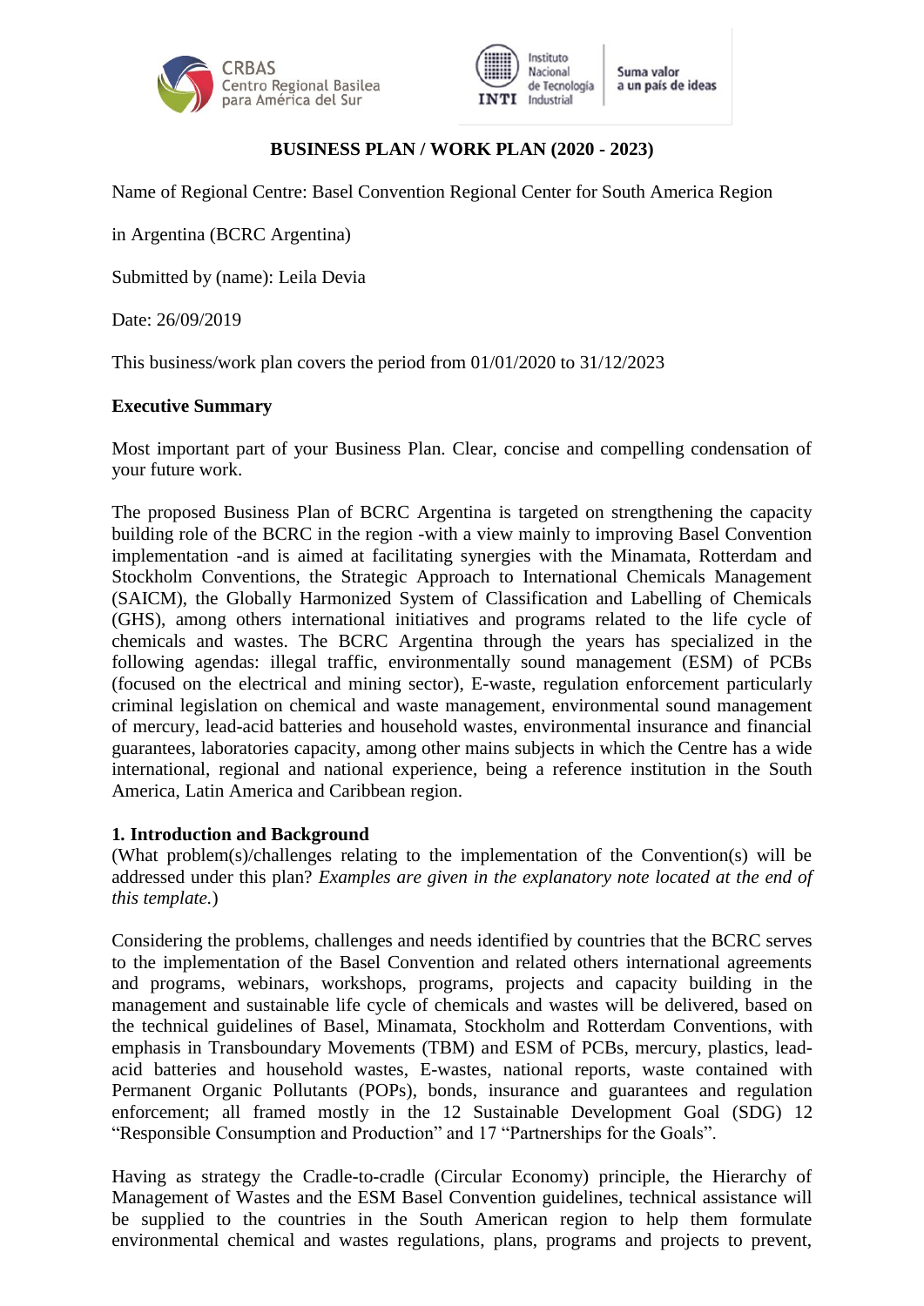CRBAS
Centro Regional Basilea
para América del Sur

INTI Instituto Nacional de Tecnología Industrial | Suma valor a un país de ideas

**BUSINESS PLAN / WORK PLAN (2020 - 2023)**

Name of Regional Centre: Basel Convention Regional Center for South America Region

in Argentina (BCRC Argentina)

Submitted by (name): Leila Devia

Date: 26/09/2019

This business/work plan covers the period from 01/01/2020 to 31/12/2023

**Executive Summary**

Most important part of your Business Plan. Clear, concise and compelling condensation of your future work.

The proposed Business Plan of BCRC Argentina is targeted on strengthening the capacity building role of the BCRC in the region -with a view mainly to improving Basel Convention implementation -and is aimed at facilitating synergies with the Minamata, Rotterdam and Stockholm Conventions, the Strategic Approach to International Chemicals Management (SAICM), the Globally Harmonized System of Classification and Labelling of Chemicals (GHS), among others international initiatives and programs related to the life cycle of chemicals and wastes. The BCRC Argentina through the years has specialized in the following agendas: illegal traffic, environmentally sound management (ESM) of PCBs (focused on the electrical and mining sector), E-waste, regulation enforcement particularly criminal legislation on chemical and waste management, environmental sound management of mercury, lead-acid batteries and household wastes, environmental insurance and financial guarantees, laboratories capacity, among other mains subjects in which the Centre has a wide international, regional and national experience, being a reference institution in the South America, Latin America and Caribbean region.

**1. Introduction and Background**

(What problem(s)/challenges relating to the implementation of the Convention(s) will be addressed under this plan? *Examples are given in the explanatory note located at the end of this template.*)

Considering the problems, challenges and needs identified by countries that the BCRC serves to the implementation of the Basel Convention and related others international agreements and programs, webinars, workshops, programs, projects and capacity building in the management and sustainable life cycle of chemicals and wastes will be delivered, based on the technical guidelines of Basel, Minamata, Stockholm and Rotterdam Conventions, with emphasis in Transboundary Movements (TBM) and ESM of PCBs, mercury, plastics, lead-acid batteries and household wastes, E-wastes, national reports, waste contained with Permanent Organic Pollutants (POPs), bonds, insurance and guarantees and regulation enforcement; all framed mostly in the 12 Sustainable Development Goal (SDG) 12 "Responsible Consumption and Production" and 17 "Partnerships for the Goals".

Having as strategy the Cradle-to-cradle (Circular Economy) principle, the Hierarchy of Management of Wastes and the ESM Basel Convention guidelines, technical assistance will be supplied to the countries in the South American region to help them formulate environmental chemical and wastes regulations, plans, programs and projects to prevent,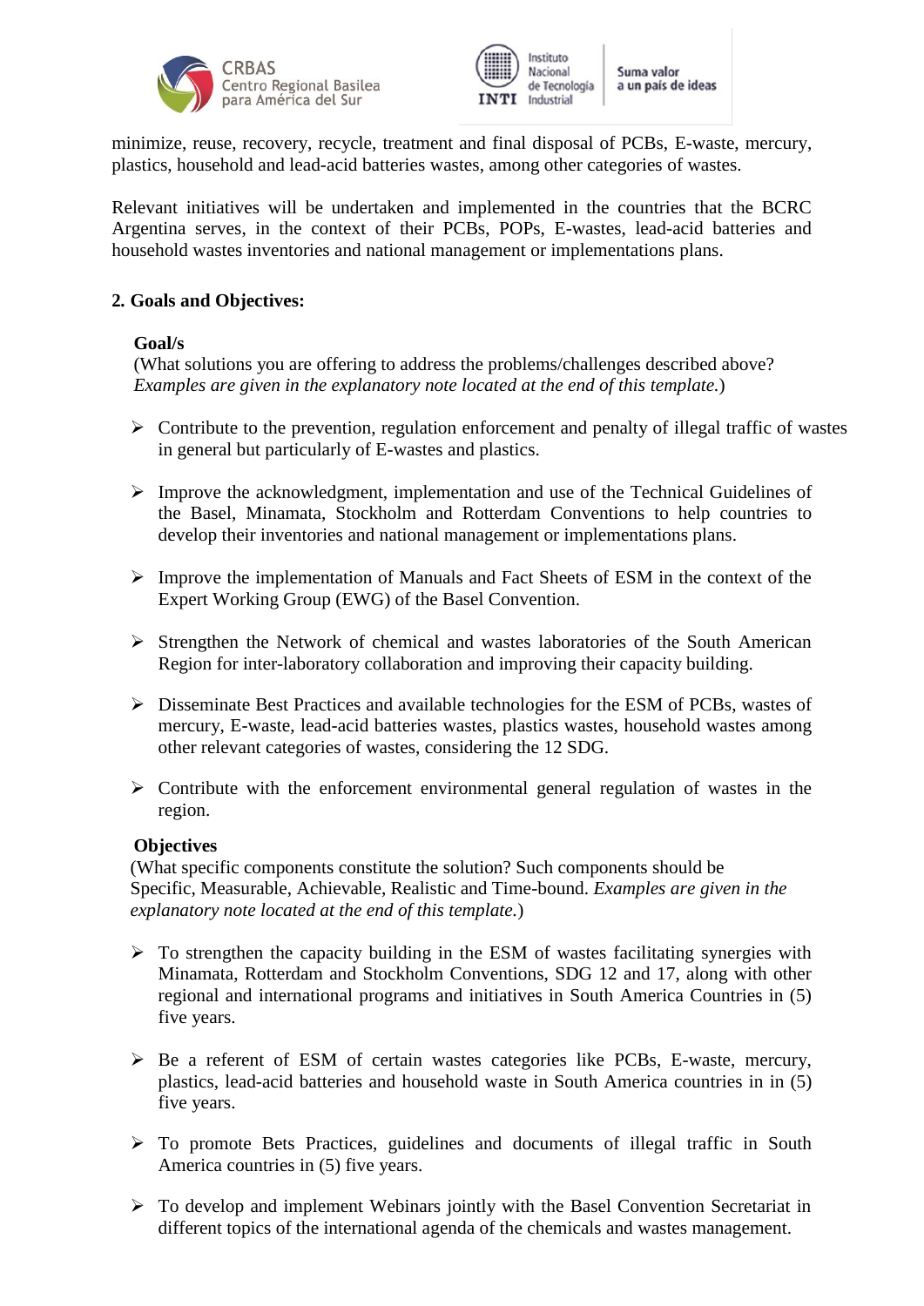minimize, reuse, recovery, recycle, treatment and final disposal of PCBs, E-waste, mercury, plastics, household and lead-acid batteries wastes, among other categories of wastes.

Relevant initiatives will be undertaken and implemented in the countries that the BCRC Argentina serves, in the context of their PCBs, POPs, E-wastes, lead-acid batteries and household wastes inventories and national management or implementations plans.

## 2. Goals and Objectives:

### Goal/s

(What solutions you are offering to address the problems/challenges described above? *Examples are given in the explanatory note located at the end of this template.*)

- Contribute to the prevention, regulation enforcement and penalty of illegal traffic of wastes in general but particularly of E-wastes and plastics.
- Improve the acknowledgment, implementation and use of the Technical Guidelines of the Basel, Minamata, Stockholm and Rotterdam Conventions to help countries to develop their inventories and national management or implementations plans.
- Improve the implementation of Manuals and Fact Sheets of ESM in the context of the Expert Working Group (EWG) of the Basel Convention.
- Strengthen the Network of chemical and wastes laboratories of the South American Region for inter-laboratory collaboration and improving their capacity building.
- Disseminate Best Practices and available technologies for the ESM of PCBs, wastes of mercury, E-waste, lead-acid batteries wastes, plastics wastes, household wastes among other relevant categories of wastes, considering the 12 SDG.
- Contribute with the enforcement environmental general regulation of wastes in the region.

### Objectives

(What specific components constitute the solution? Such components should be Specific, Measurable, Achievable, Realistic and Time-bound. *Examples are given in the explanatory note located at the end of this template.*)

- To strengthen the capacity building in the ESM of wastes facilitating synergies with Minamata, Rotterdam and Stockholm Conventions, SDG 12 and 17, along with other regional and international programs and initiatives in South America Countries in (5) five years.
- Be a referent of ESM of certain wastes categories like PCBs, E-waste, mercury, plastics, lead-acid batteries and household waste in South America countries in in (5) five years.
- To promote Bets Practices, guidelines and documents of illegal traffic in South America countries in (5) five years.
- To develop and implement Webinars jointly with the Basel Convention Secretariat in different topics of the international agenda of the chemicals and wastes management.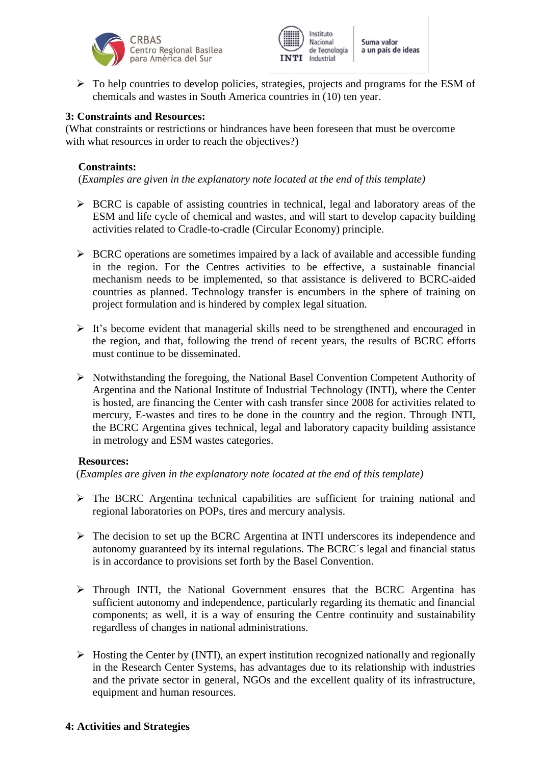- To help countries to develop policies, strategies, projects and programs for the ESM of chemicals and wastes in South America countries in (10) ten year.

**3: Constraints and Resources:**

(What constraints or restrictions or hindrances have been foreseen that must be overcome with what resources in order to reach the objectives?)

**Constraints:**

(*Examples are given in the explanatory note located at the end of this template*)

- BCRC is capable of assisting countries in technical, legal and laboratory areas of the ESM and life cycle of chemical and wastes, and will start to develop capacity building activities related to Cradle-to-cradle (Circular Economy) principle.

- BCRC operations are sometimes impaired by a lack of available and accessible funding in the region. For the Centres activities to be effective, a sustainable financial mechanism needs to be implemented, so that assistance is delivered to BCRC-aided countries as planned. Technology transfer is encumbers in the sphere of training on project formulation and is hindered by complex legal situation.

- It's become evident that managerial skills need to be strengthened and encouraged in the region, and that, following the trend of recent years, the results of BCRC efforts must continue to be disseminated.

- Notwithstanding the foregoing, the National Basel Convention Competent Authority of Argentina and the National Institute of Industrial Technology (INTI), where the Center is hosted, are financing the Center with cash transfer since 2008 for activities related to mercury, E-wastes and tires to be done in the country and the region. Through INTI, the BCRC Argentina gives technical, legal and laboratory capacity building assistance in metrology and ESM wastes categories.

**Resources:**

(*Examples are given in the explanatory note located at the end of this template*)

- The BCRC Argentina technical capabilities are sufficient for training national and regional laboratories on POPs, tires and mercury analysis.

- The decision to set up the BCRC Argentina at INTI underscores its independence and autonomy guaranteed by its internal regulations. The BCRC´s legal and financial status is in accordance to provisions set forth by the Basel Convention.

- Through INTI, the National Government ensures that the BCRC Argentina has sufficient autonomy and independence, particularly regarding its thematic and financial components; as well, it is a way of ensuring the Centre continuity and sustainability regardless of changes in national administrations.

- Hosting the Center by (INTI), an expert institution recognized nationally and regionally in the Research Center Systems, has advantages due to its relationship with industries and the private sector in general, NGOs and the excellent quality of its infrastructure, equipment and human resources.

**4: Activities and Strategies**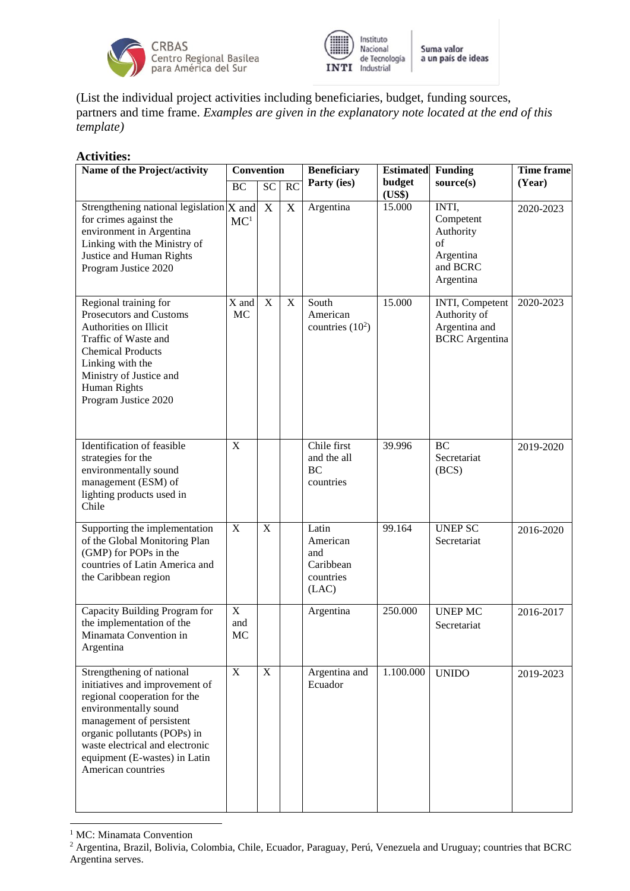(List the individual project activities including beneficiaries, budget, funding sources, partners and time frame. *Examples are given in the explanatory note located at the end of this template)*

**Activities:**

| Name of the Project/activity | Convention | | | Beneficiary Party (ies) | Estimated budget (US$) | Funding source(s) | Time frame (Year) |
|---|---|---|---|---|---|---|---|
| | BC | SC | RC | | | | |
| Strengthening national legislation for crimes against the environment in Argentina Linking with the Ministry of Justice and Human Rights Program Justice 2020 | X and MC[1] | X | X | Argentina | 15.000 | INTI, Competent Authority of Argentina and BCRC Argentina | 2020-2023 |
| Regional training for Prosecutors and Customs Authorities on Illicit Traffic of Waste and Chemical Products Linking with the Ministry of Justice and Human Rights Program Justice 2020 | X and MC | X | X | South American countries (10[2]) | 15.000 | INTI, Competent Authority of Argentina and BCRC Argentina | 2020-2023 |
| Identification of feasible strategies for the environmentally sound management (ESM) of lighting products used in Chile | X | | | Chile first and the all BC countries | 39.996 | BC Secretariat (BCS) | 2019-2020 |
| Supporting the implementation of the Global Monitoring Plan (GMP) for POPs in the countries of Latin America and the Caribbean region | X | X | | Latin American and Caribbean countries (LAC) | 99.164 | UNEP SC Secretariat | 2016-2020 |
| Capacity Building Program for the implementation of the Minamata Convention in Argentina | X and MC | | | Argentina | 250.000 | UNEP MC Secretariat | 2016-2017 |
| Strengthening of national initiatives and improvement of regional cooperation for the environmentally sound management of persistent organic pollutants (POPs) in waste electrical and electronic equipment (E-wastes) in Latin American countries | X | X | | Argentina and Ecuador | 1.100.000 | UNIDO | 2019-2023 |

[1] MC: Minamata Convention

[2] Argentina, Brazil, Bolivia, Colombia, Chile, Ecuador, Paraguay, Perú, Venezuela and Uruguay; countries that BCRC Argentina serves.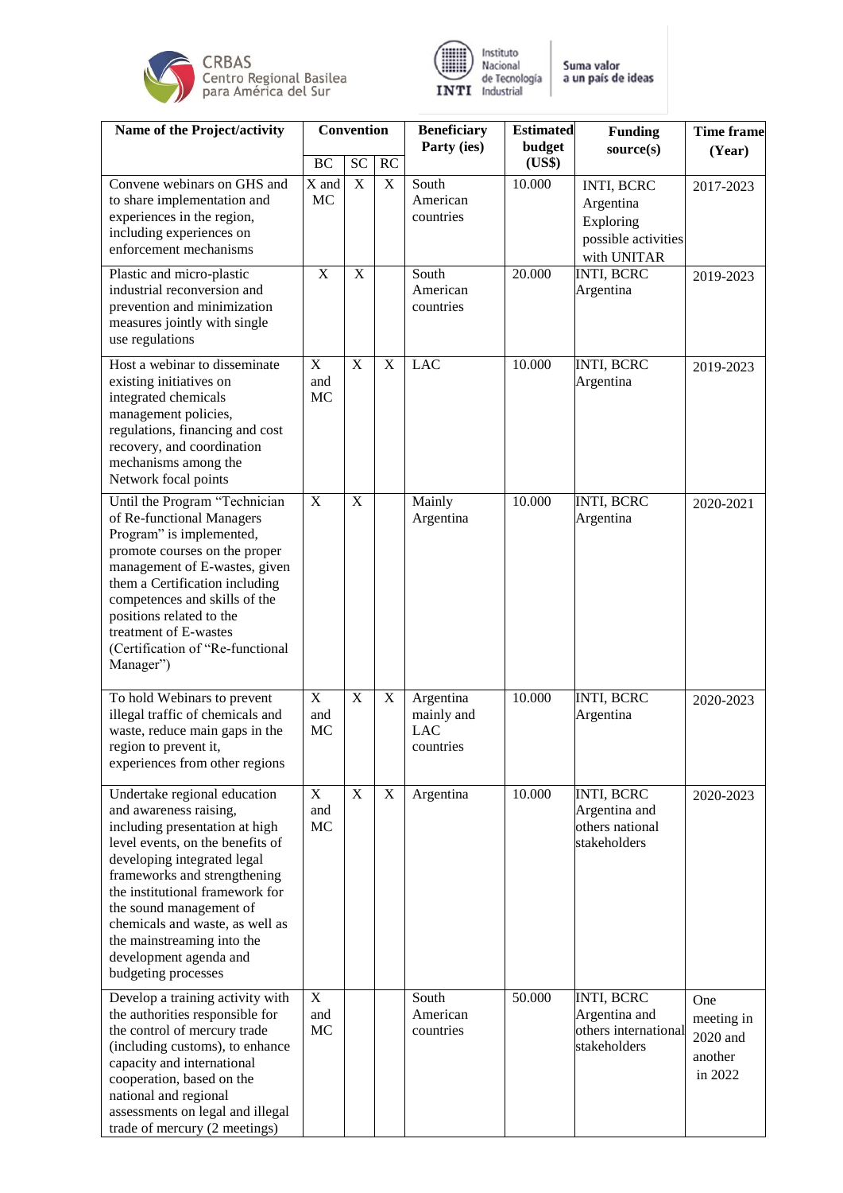| Name of the Project/activity | Convention | | | Beneficiary Party (ies) | Estimated budget (US$) | Funding source(s) | Time frame (Year) |
|---|---|---|---|---|---|---|---|
| | BC | SC | RC | | | | |
| Convene webinars on GHS and to share implementation and experiences in the region, including experiences on enforcement mechanisms | X and MC | X | X | South American countries | 10.000 | INTI, BCRC Argentina Exploring possible activities with UNITAR | 2017-2023 |
| Plastic and micro-plastic industrial reconversion and prevention and minimization measures jointly with single use regulations | X | X | | South American countries | 20.000 | INTI, BCRC Argentina | 2019-2023 |
| Host a webinar to disseminate existing initiatives on integrated chemicals management policies, regulations, financing and cost recovery, and coordination mechanisms among the Network focal points | X and MC | X | X | LAC | 10.000 | INTI, BCRC Argentina | 2019-2023 |
| Until the Program "Technician of Re-functional Managers Program" is implemented, promote courses on the proper management of E-wastes, given them a Certification including competences and skills of the positions related to the treatment of E-wastes (Certification of "Re-functional Manager") | X | X | | Mainly Argentina | 10.000 | INTI, BCRC Argentina | 2020-2021 |
| To hold Webinars to prevent illegal traffic of chemicals and waste, reduce main gaps in the region to prevent it, experiences from other regions | X and MC | X | X | Argentina mainly and LAC countries | 10.000 | INTI, BCRC Argentina | 2020-2023 |
| Undertake regional education and awareness raising, including presentation at high level events, on the benefits of developing integrated legal frameworks and strengthening the institutional framework for the sound management of chemicals and waste, as well as the mainstreaming into the development agenda and budgeting processes | X and MC | X | X | Argentina | 10.000 | INTI, BCRC Argentina and others national stakeholders | 2020-2023 |
| Develop a training activity with the authorities responsible for the control of mercury trade (including customs), to enhance capacity and international cooperation, based on the national and regional assessments on legal and illegal trade of mercury (2 meetings) | X and MC | | | South American countries | 50.000 | INTI, BCRC Argentina and others international stakeholders | One meeting in 2020 and another in 2022 |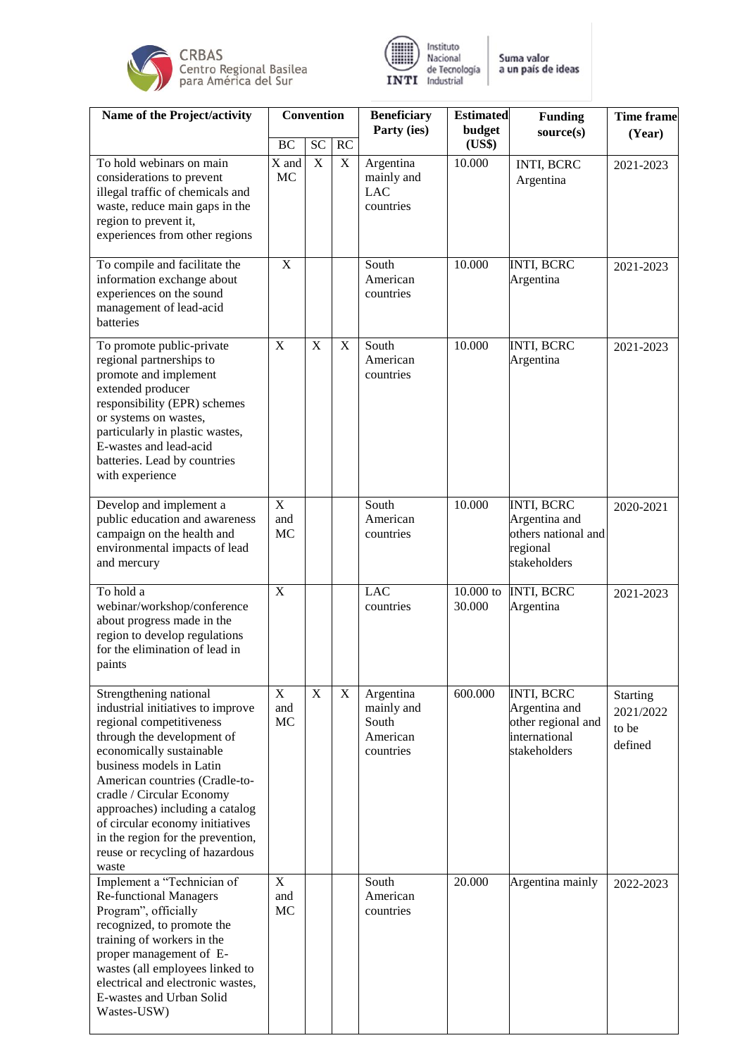| Name of the Project/activity | Convention | | | Beneficiary Party (ies) | Estimated budget (US$) | Funding source(s) | Time frame (Year) |
|---|---|---|---|---|---|---|---|
| | BC | SC | RC | | | | |
| To hold webinars on main considerations to prevent illegal traffic of chemicals and waste, reduce main gaps in the region to prevent it, experiences from other regions | X and MC | X | X | Argentina mainly and LAC countries | 10.000 | INTI, BCRC Argentina | 2021-2023 |
| To compile and facilitate the information exchange about experiences on the sound management of lead-acid batteries | X | | | South American countries | 10.000 | INTI, BCRC Argentina | 2021-2023 |
| To promote public-private regional partnerships to promote and implement extended producer responsibility (EPR) schemes or systems on wastes, particularly in plastic wastes, E-wastes and lead-acid batteries. Lead by countries with experience | X | X | X | South American countries | 10.000 | INTI, BCRC Argentina | 2021-2023 |
| Develop and implement a public education and awareness campaign on the health and environmental impacts of lead and mercury | X and MC | | | South American countries | 10.000 | INTI, BCRC Argentina and others national and regional stakeholders | 2020-2021 |
| To hold a webinar/workshop/conference about progress made in the region to develop regulations for the elimination of lead in paints | X | | | LAC countries | 10.000 to 30.000 | INTI, BCRC Argentina | 2021-2023 |
| Strengthening national industrial initiatives to improve regional competitiveness through the development of economically sustainable business models in Latin American countries (Cradle-to-cradle / Circular Economy approaches) including a catalog of circular economy initiatives in the region for the prevention, reuse or recycling of hazardous waste | X and MC | X | X | Argentina mainly and South American countries | 600.000 | INTI, BCRC Argentina and other regional and international stakeholders | Starting 2021/2022 to be defined |
| Implement a "Technician of Re-functional Managers Program", officially recognized, to promote the training of workers in the proper management of E-wastes (all employees linked to electrical and electronic wastes, E-wastes and Urban Solid Wastes-USW) | X and MC | | | South American countries | 20.000 | Argentina mainly | 2022-2023 |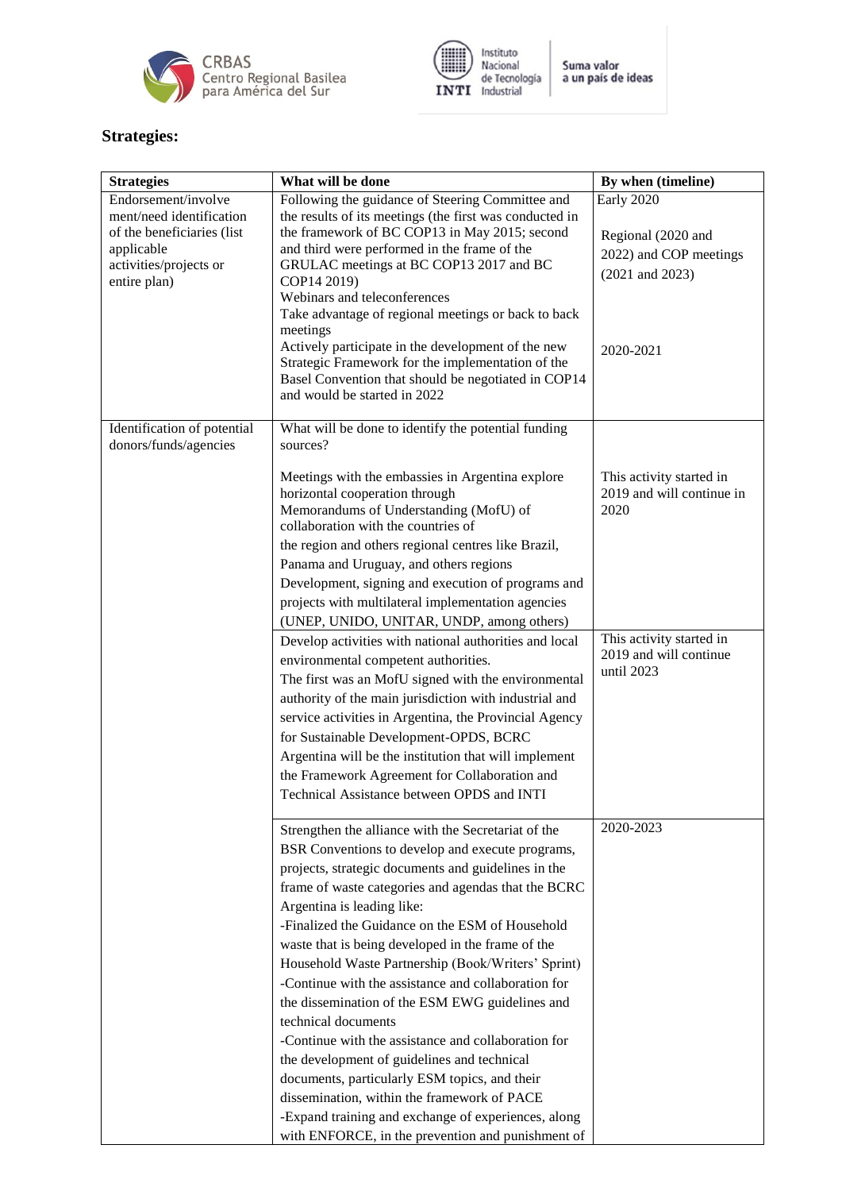## Strategies:

| Strategies | What will be done | By when (timeline) |
|---|---|---|
| Endorsement/involvement/need identification of the beneficiaries (list applicable activities/projects or entire plan) | Following the guidance of Steering Committee and the results of its meetings (the first was conducted in the framework of BC COP13 in May 2015; second and third were performed in the frame of the GRULAC meetings at BC COP13 2017 and BC COP14 2019)<br>Webinars and teleconferences<br>Take advantage of regional meetings or back to back meetings<br>Actively participate in the development of the new Strategic Framework for the implementation of the Basel Convention that should be negotiated in COP14 and would be started in 2022 | Early 2020<br><br>Regional (2020 and 2022) and COP meetings (2021 and 2023)<br><br>2020-2021 |
| Identification of potential donors/funds/agencies | What will be done to identify the potential funding sources?<br><br>Meetings with the embassies in Argentina explore horizontal cooperation through Memorandums of Understanding (MofU) of collaboration with the countries of the region and others regional centres like Brazil, Panama and Uruguay, and others regions<br>Development, signing and execution of programs and projects with multilateral implementation agencies (UNEP, UNIDO, UNITAR, UNDP, among others) | This activity started in 2019 and will continue in 2020 |
| | Develop activities with national authorities and local environmental competent authorities.<br>The first was an MofU signed with the environmental authority of the main jurisdiction with industrial and service activities in Argentina, the Provincial Agency for Sustainable Development-OPDS, BCRC Argentina will be the institution that will implement the Framework Agreement for Collaboration and Technical Assistance between OPDS and INTI | This activity started in 2019 and will continue until 2023 |
| | Strengthen the alliance with the Secretariat of the BSR Conventions to develop and execute programs, projects, strategic documents and guidelines in the frame of waste categories and agendas that the BCRC Argentina is leading like:<br>-Finalized the Guidance on the ESM of Household waste that is being developed in the frame of the Household Waste Partnership (Book/Writers' Sprint)<br>-Continue with the assistance and collaboration for the dissemination of the ESM EWG guidelines and technical documents<br>-Continue with the assistance and collaboration for the development of guidelines and technical documents, particularly ESM topics, and their dissemination, within the framework of PACE<br>-Expand training and exchange of experiences, along with ENFORCE, in the prevention and punishment of | 2020-2023 |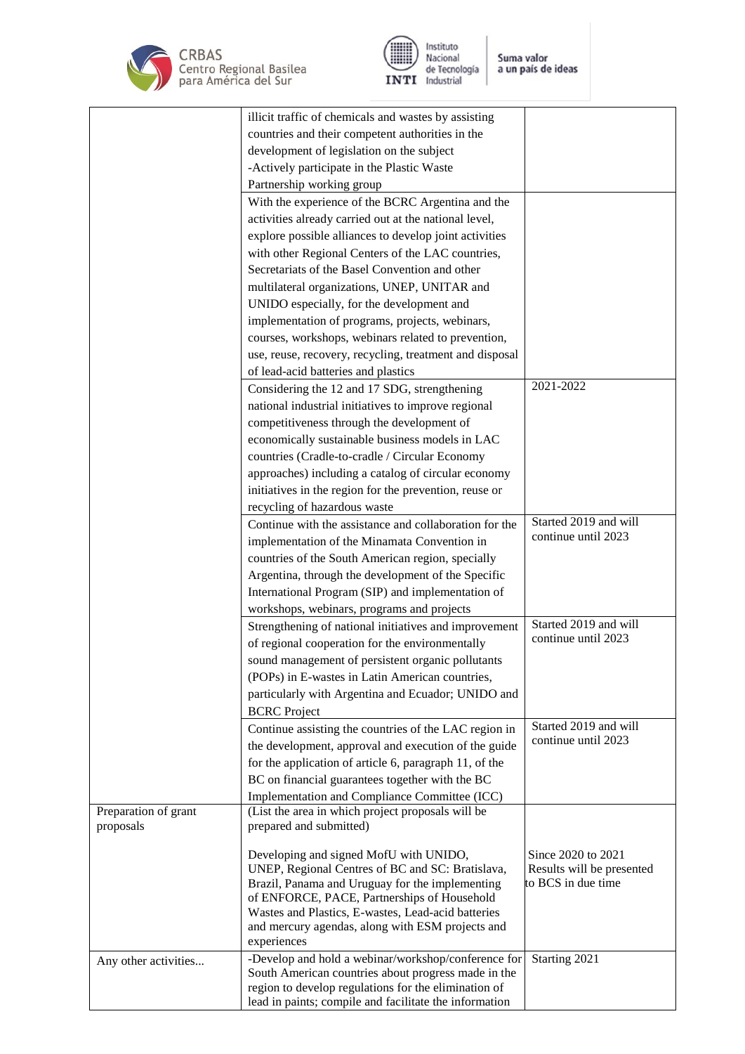| | | |
|---|---|---|
| | illicit traffic of chemicals and wastes by assisting countries and their competent authorities in the development of legislation on the subject<br>-Actively participate in the Plastic Waste Partnership working group | |
| | With the experience of the BCRC Argentina and the activities already carried out at the national level, explore possible alliances to develop joint activities with other Regional Centers of the LAC countries, Secretariats of the Basel Convention and other multilateral organizations, UNEP, UNITAR and UNIDO especially, for the development and implementation of programs, projects, webinars, courses, workshops, webinars related to prevention, use, reuse, recovery, recycling, treatment and disposal of lead-acid batteries and plastics | |
| | Considering the 12 and 17 SDG, strengthening national industrial initiatives to improve regional competitiveness through the development of economically sustainable business models in LAC countries (Cradle-to-cradle / Circular Economy approaches) including a catalog of circular economy initiatives in the region for the prevention, reuse or recycling of hazardous waste | 2021-2022 |
| | Continue with the assistance and collaboration for the implementation of the Minamata Convention in countries of the South American region, specially Argentina, through the development of the Specific International Program (SIP) and implementation of workshops, webinars, programs and projects | Started 2019 and will continue until 2023 |
| | Strengthening of national initiatives and improvement of regional cooperation for the environmentally sound management of persistent organic pollutants (POPs) in E-wastes in Latin American countries, particularly with Argentina and Ecuador; UNIDO and BCRC Project | Started 2019 and will continue until 2023 |
| | Continue assisting the countries of the LAC region in the development, approval and execution of the guide for the application of article 6, paragraph 11, of the BC on financial guarantees together with the BC Implementation and Compliance Committee (ICC) | Started 2019 and will continue until 2023 |
| Preparation of grant proposals | (List the area in which project proposals will be prepared and submitted)<br><br>Developing and signed MofU with UNIDO, UNEP, Regional Centres of BC and SC: Bratislava, Brazil, Panama and Uruguay for the implementing of ENFORCE, PACE, Partnerships of Household Wastes and Plastics, E-wastes, Lead-acid batteries and mercury agendas, along with ESM projects and experiences | Since 2020 to 2021 Results will be presented to BCS in due time |
| Any other activities... | -Develop and hold a webinar/workshop/conference for South American countries about progress made in the region to develop regulations for the elimination of lead in paints; compile and facilitate the information | Starting 2021 |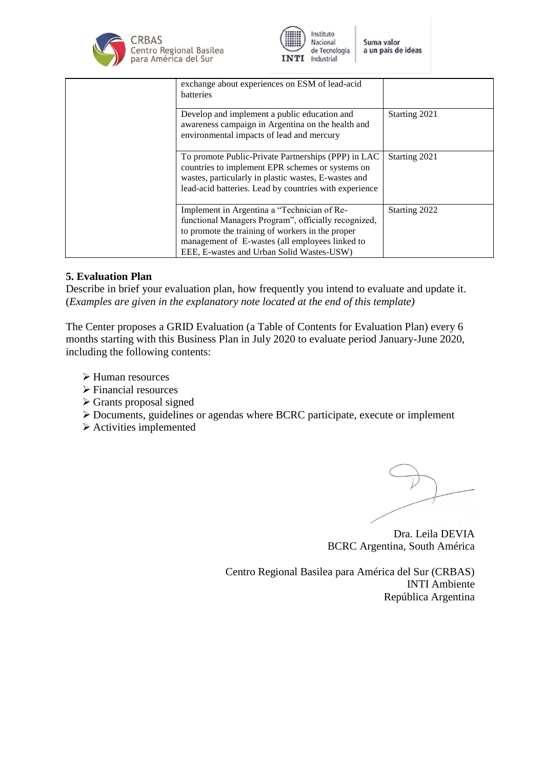| | | |
|---|---|---|
| | exchange about experiences on ESM of lead-acid batteries | |
| | Develop and implement a public education and awareness campaign in Argentina on the health and environmental impacts of lead and mercury | Starting 2021 |
| | To promote Public-Private Partnerships (PPP) in LAC countries to implement EPR schemes or systems on wastes, particularly in plastic wastes, E-wastes and lead-acid batteries. Lead by countries with experience | Starting 2021 |
| | Implement in Argentina a "Technician of Re-functional Managers Program", officially recognized, to promote the training of workers in the proper management of E-wastes (all employees linked to EEE, E-wastes and Urban Solid Wastes-USW) | Starting 2022 |

## 5. Evaluation Plan

Describe in brief your evaluation plan, how frequently you intend to evaluate and update it. (*Examples are given in the explanatory note located at the end of this template)*

The Center proposes a GRID Evaluation (a Table of Contents for Evaluation Plan) every 6 months starting with this Business Plan in July 2020 to evaluate period January-June 2020, including the following contents:

- Human resources
- Financial resources
- Grants proposal signed
- Documents, guidelines or agendas where BCRC participate, execute or implement
- Activities implemented

Dra. Leila DEVIA
BCRC Argentina, South América

Centro Regional Basilea para América del Sur (CRBAS)
INTI Ambiente
República Argentina